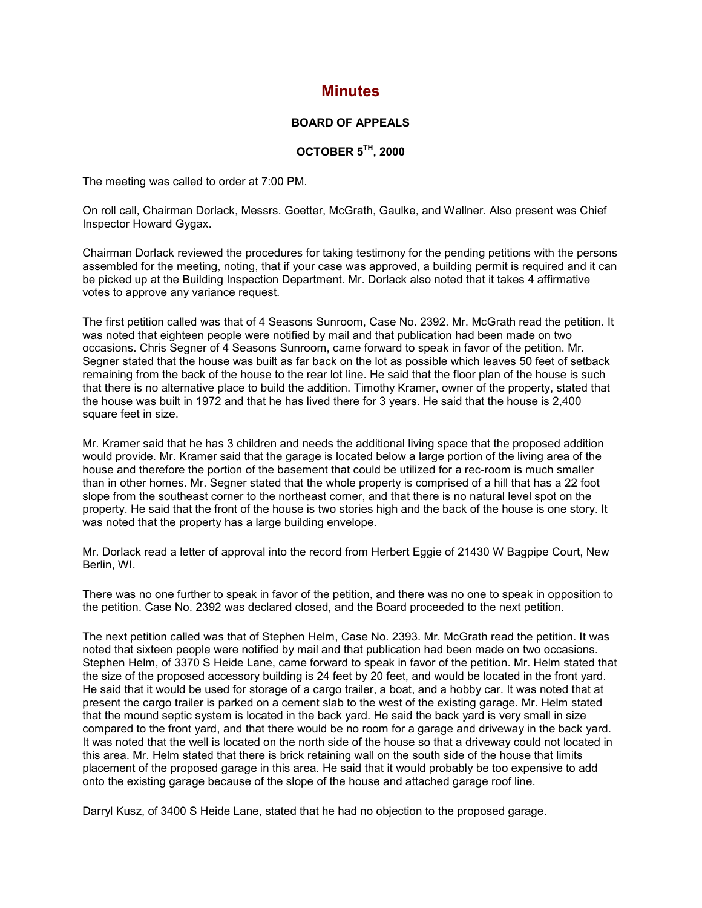# Minutes

## BOARD OF APPEALS

## OCTOBER 5TH, 2000

The meeting was called to order at 7:00 PM.

On roll call, Chairman Dorlack, Messrs. Goetter, McGrath, Gaulke, and Wallner. Also present was Chief Inspector Howard Gygax.

Chairman Dorlack reviewed the procedures for taking testimony for the pending petitions with the persons assembled for the meeting, noting, that if your case was approved, a building permit is required and it can be picked up at the Building Inspection Department. Mr. Dorlack also noted that it takes 4 affirmative votes to approve any variance request.

The first petition called was that of 4 Seasons Sunroom, Case No. 2392. Mr. McGrath read the petition. It was noted that eighteen people were notified by mail and that publication had been made on two occasions. Chris Segner of 4 Seasons Sunroom, came forward to speak in favor of the petition. Mr. Segner stated that the house was built as far back on the lot as possible which leaves 50 feet of setback remaining from the back of the house to the rear lot line. He said that the floor plan of the house is such that there is no alternative place to build the addition. Timothy Kramer, owner of the property, stated that the house was built in 1972 and that he has lived there for 3 years. He said that the house is 2,400 square feet in size.

Mr. Kramer said that he has 3 children and needs the additional living space that the proposed addition would provide. Mr. Kramer said that the garage is located below a large portion of the living area of the house and therefore the portion of the basement that could be utilized for a rec-room is much smaller than in other homes. Mr. Segner stated that the whole property is comprised of a hill that has a 22 foot slope from the southeast corner to the northeast corner, and that there is no natural level spot on the property. He said that the front of the house is two stories high and the back of the house is one story. It was noted that the property has a large building envelope.

Mr. Dorlack read a letter of approval into the record from Herbert Eggie of 21430 W Bagpipe Court, New Berlin, WI.

There was no one further to speak in favor of the petition, and there was no one to speak in opposition to the petition. Case No. 2392 was declared closed, and the Board proceeded to the next petition.

The next petition called was that of Stephen Helm, Case No. 2393. Mr. McGrath read the petition. It was noted that sixteen people were notified by mail and that publication had been made on two occasions. Stephen Helm, of 3370 S Heide Lane, came forward to speak in favor of the petition. Mr. Helm stated that the size of the proposed accessory building is 24 feet by 20 feet, and would be located in the front yard. He said that it would be used for storage of a cargo trailer, a boat, and a hobby car. It was noted that at present the cargo trailer is parked on a cement slab to the west of the existing garage. Mr. Helm stated that the mound septic system is located in the back yard. He said the back yard is very small in size compared to the front yard, and that there would be no room for a garage and driveway in the back yard. It was noted that the well is located on the north side of the house so that a driveway could not located in this area. Mr. Helm stated that there is brick retaining wall on the south side of the house that limits placement of the proposed garage in this area. He said that it would probably be too expensive to add onto the existing garage because of the slope of the house and attached garage roof line.

Darryl Kusz, of 3400 S Heide Lane, stated that he had no objection to the proposed garage.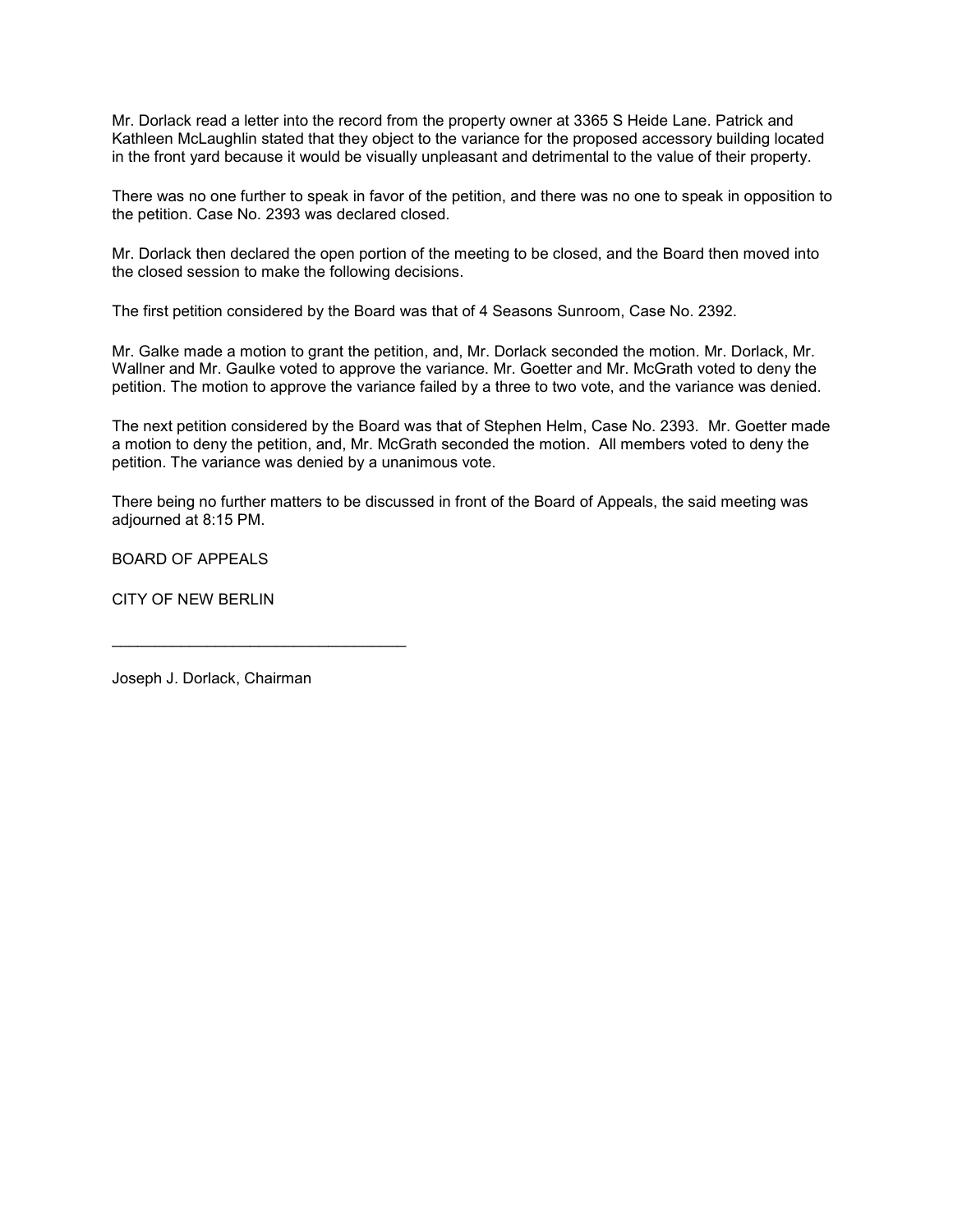Mr. Dorlack read a letter into the record from the property owner at 3365 S Heide Lane. Patrick and Kathleen McLaughlin stated that they object to the variance for the proposed accessory building located in the front yard because it would be visually unpleasant and detrimental to the value of their property.

There was no one further to speak in favor of the petition, and there was no one to speak in opposition to the petition. Case No. 2393 was declared closed.

Mr. Dorlack then declared the open portion of the meeting to be closed, and the Board then moved into the closed session to make the following decisions.

The first petition considered by the Board was that of 4 Seasons Sunroom, Case No. 2392.

Mr. Galke made a motion to grant the petition, and, Mr. Dorlack seconded the motion. Mr. Dorlack, Mr. Wallner and Mr. Gaulke voted to approve the variance. Mr. Goetter and Mr. McGrath voted to deny the petition. The motion to approve the variance failed by a three to two vote, and the variance was denied.

The next petition considered by the Board was that of Stephen Helm, Case No. 2393. Mr. Goetter made a motion to deny the petition, and, Mr. McGrath seconded the motion. All members voted to deny the petition. The variance was denied by a unanimous vote.

There being no further matters to be discussed in front of the Board of Appeals, the said meeting was adjourned at 8:15 PM.

BOARD OF APPEALS

CITY OF NEW BERLIN

___________________________________

Joseph J. Dorlack, Chairman